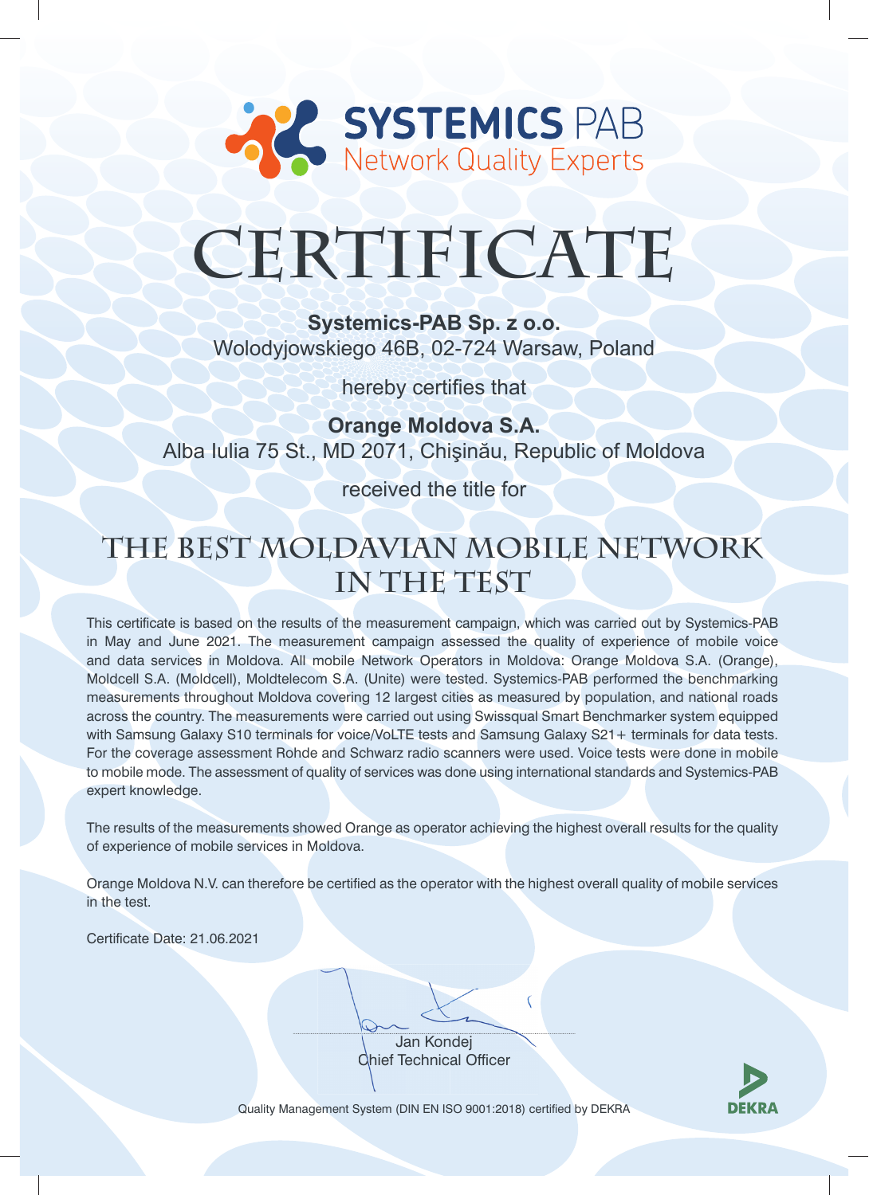SYSTEMICS PAB
Network Quality Experts

# CERTIFICATE

**Systemics-PAB Sp. z o.o.**
Wolodyjowskiego 46B, 02-724 Warsaw, Poland

hereby certifies that

**Orange Moldova S.A.**
Alba Iulia 75 St., MD 2071, Chişinău, Republic of Moldova

received the title for

## THE BEST MOLDAVIAN MOBILE NETWORK IN THE TEST

This certificate is based on the results of the measurement campaign, which was carried out by Systemics-PAB in May and June 2021. The measurement campaign assessed the quality of experience of mobile voice and data services in Moldova. All mobile Network Operators in Moldova: Orange Moldova S.A. (Orange), Moldcell S.A. (Moldcell), Moldtelecom S.A. (Unite) were tested. Systemics-PAB performed the benchmarking measurements throughout Moldova covering 12 largest cities as measured by population, and national roads across the country. The measurements were carried out using Swissqual Smart Benchmarker system equipped with Samsung Galaxy S10 terminals for voice/VoLTE tests and Samsung Galaxy S21+ terminals for data tests. For the coverage assessment Rohde and Schwarz radio scanners were used. Voice tests were done in mobile to mobile mode. The assessment of quality of services was done using international standards and Systemics-PAB expert knowledge.

The results of the measurements showed Orange as operator achieving the highest overall results for the quality of experience of mobile services in Moldova.

Orange Moldova N.V. can therefore be certified as the operator with the highest overall quality of mobile services in the test.

Certificate Date: 21.06.2021

Jan Kondej
Chief Technical Officer

Quality Management System (DIN EN ISO 9001:2018) certified by DEKRA

DEKRA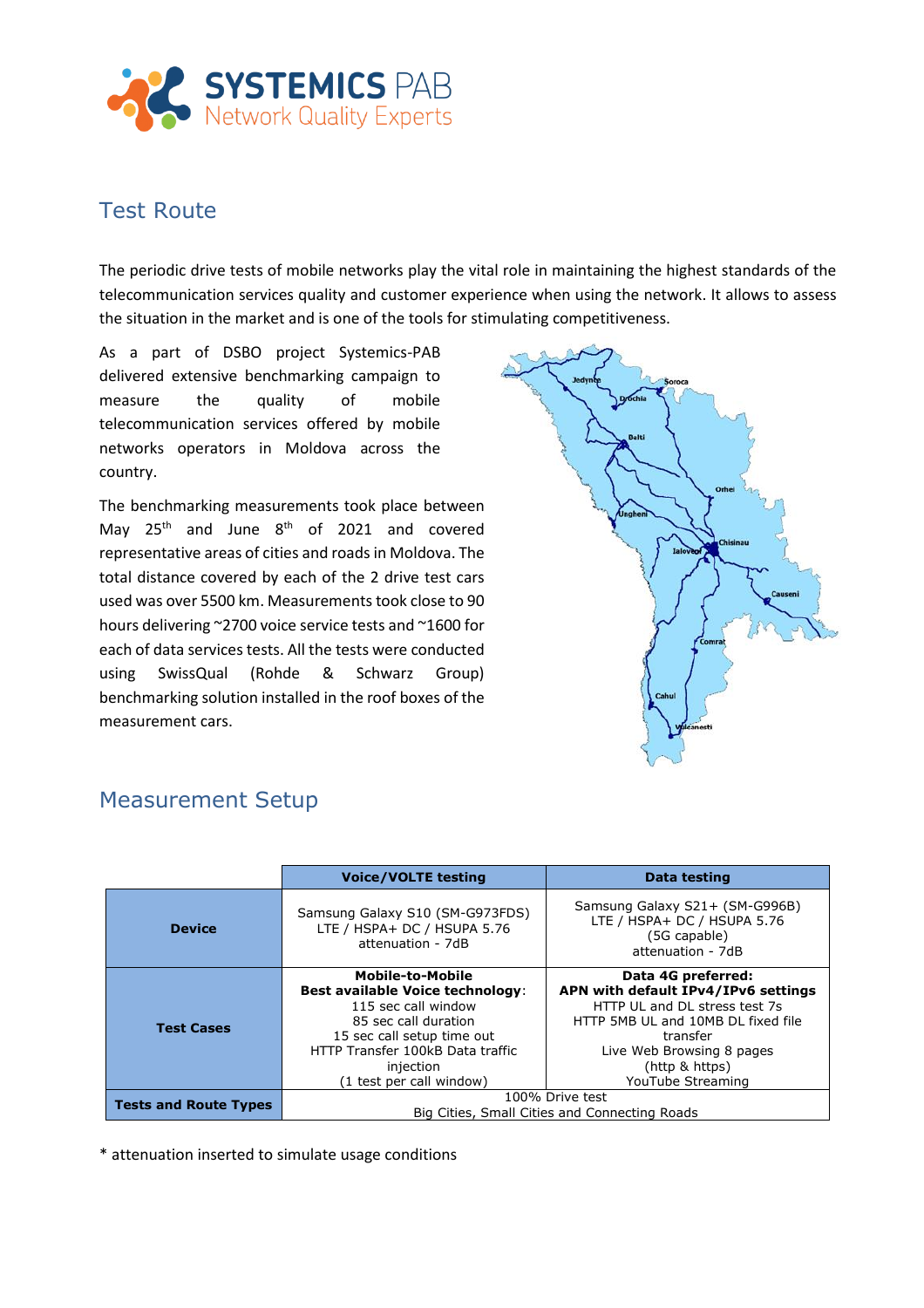## Test Route

The periodic drive tests of mobile networks play the vital role in maintaining the highest standards of the telecommunication services quality and customer experience when using the network. It allows to assess the situation in the market and is one of the tools for stimulating competitiveness.

As a part of DSBO project Systemics-PAB delivered extensive benchmarking campaign to measure the quality of mobile telecommunication services offered by mobile networks operators in Moldova across the country.

The benchmarking measurements took place between May 25th and June 8th of 2021 and covered representative areas of cities and roads in Moldova. The total distance covered by each of the 2 drive test cars used was over 5500 km. Measurements took close to 90 hours delivering ~2700 voice service tests and ~1600 for each of data services tests. All the tests were conducted using SwissQual (Rohde & Schwarz Group) benchmarking solution installed in the roof boxes of the measurement cars.

## Measurement Setup

| | Voice/VOLTE testing | Data testing |
|---|---|---|
| **Device** | Samsung Galaxy S10 (SM-G973FDS)<br>LTE / HSPA+ DC / HSUPA 5.76<br>attenuation - 7dB | Samsung Galaxy S21+ (SM-G996B)<br>LTE / HSPA+ DC / HSUPA 5.76<br>(5G capable)<br>attenuation - 7dB |
| **Test Cases** | **Mobile-to-Mobile**<br>**Best available Voice technology**:<br>115 sec call window<br>85 sec call duration<br>15 sec call setup time out<br>HTTP Transfer 100kB Data traffic injection<br>(1 test per call window) | **Data 4G preferred:**<br>**APN with default IPv4/IPv6 settings**<br>HTTP UL and DL stress test 7s<br>HTTP 5MB UL and 10MB DL fixed file transfer<br>Live Web Browsing 8 pages<br>(http & https)<br>YouTube Streaming |
| **Tests and Route Types** | 100% Drive test<br>Big Cities, Small Cities and Connecting Roads | |

* attenuation inserted to simulate usage conditions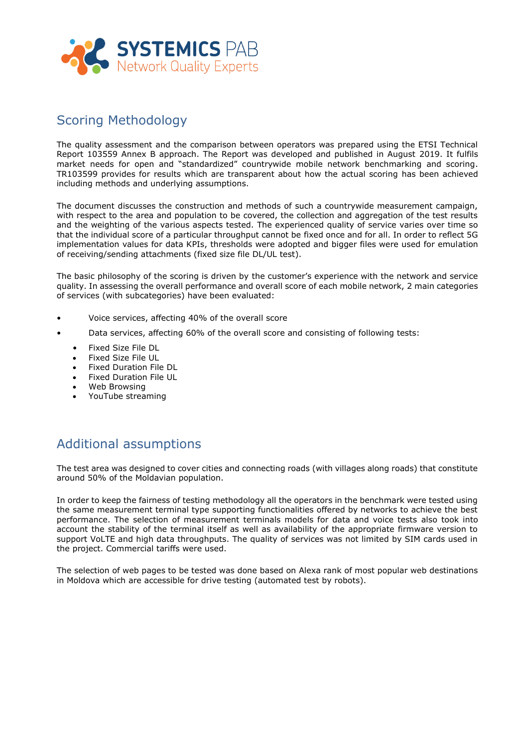## Scoring Methodology

The quality assessment and the comparison between operators was prepared using the ETSI Technical Report 103559 Annex B approach. The Report was developed and published in August 2019. It fulfils market needs for open and "standardized" countrywide mobile network benchmarking and scoring. TR103599 provides for results which are transparent about how the actual scoring has been achieved including methods and underlying assumptions.

The document discusses the construction and methods of such a countrywide measurement campaign, with respect to the area and population to be covered, the collection and aggregation of the test results and the weighting of the various aspects tested. The experienced quality of service varies over time so that the individual score of a particular throughput cannot be fixed once and for all. In order to reflect 5G implementation values for data KPIs, thresholds were adopted and bigger files were used for emulation of receiving/sending attachments (fixed size file DL/UL test).

The basic philosophy of the scoring is driven by the customer's experience with the network and service quality. In assessing the overall performance and overall score of each mobile network, 2 main categories of services (with subcategories) have been evaluated:

- Voice services, affecting 40% of the overall score
- Data services, affecting 60% of the overall score and consisting of following tests:
  - Fixed Size File DL
  - Fixed Size File UL
  - Fixed Duration File DL
  - Fixed Duration File UL
  - Web Browsing
  - YouTube streaming

## Additional assumptions

The test area was designed to cover cities and connecting roads (with villages along roads) that constitute around 50% of the Moldavian population.

In order to keep the fairness of testing methodology all the operators in the benchmark were tested using the same measurement terminal type supporting functionalities offered by networks to achieve the best performance. The selection of measurement terminals models for data and voice tests also took into account the stability of the terminal itself as well as availability of the appropriate firmware version to support VoLTE and high data throughputs. The quality of services was not limited by SIM cards used in the project. Commercial tariffs were used.

The selection of web pages to be tested was done based on Alexa rank of most popular web destinations in Moldova which are accessible for drive testing (automated test by robots).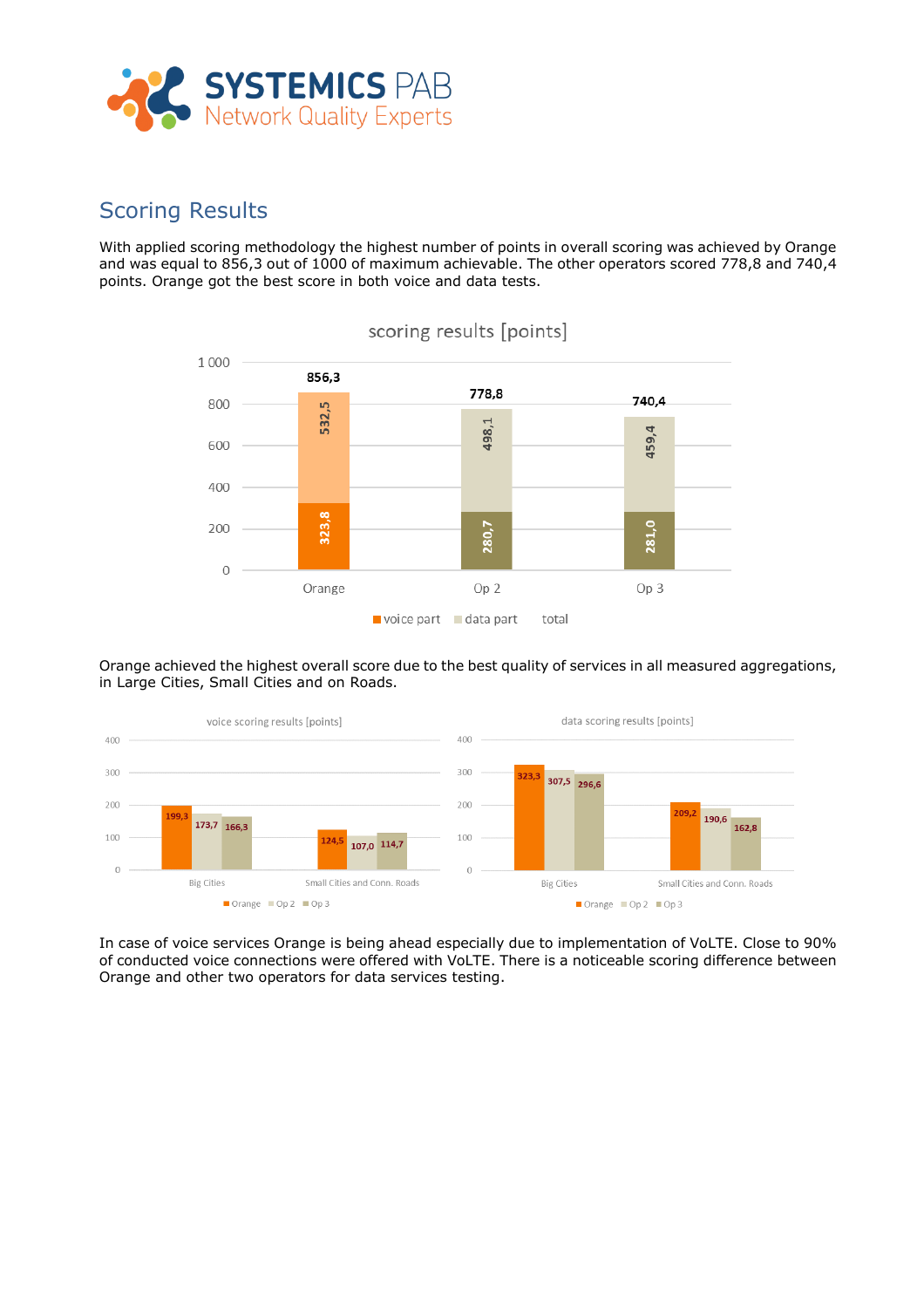## Scoring Results

With applied scoring methodology the highest number of points in overall scoring was achieved by Orange and was equal to 856,3 out of 1000 of maximum achievable. The other operators scored 778,8 and 740,4 points. Orange got the best score in both voice and data tests.

**scoring results [points]**

| | Orange | Op 2 | Op 3 |
|---|---|---|---|
| voice part | 323,8 | 280,7 | 281,0 |
| data part | 532,5 | 498,1 | 459,4 |
| total | 856,3 | 778,8 | 740,4 |

Orange achieved the highest overall score due to the best quality of services in all measured aggregations, in Large Cities, Small Cities and on Roads.

**voice scoring results [points]**

| | Orange | Op 2 | Op 3 |
|---|---|---|---|
| Big Cities | 199,3 | 173,7 | 166,3 |
| Small Cities and Conn. Roads | 124,5 | 107,0 | 114,7 |

**data scoring results [points]**

| | Orange | Op 2 | Op 3 |
|---|---|---|---|
| Big Cities | 323,3 | 307,5 | 296,6 |
| Small Cities and Conn. Roads | 209,2 | 190,6 | 162,8 |

In case of voice services Orange is being ahead especially due to implementation of VoLTE. Close to 90% of conducted voice connections were offered with VoLTE. There is a noticeable scoring difference between Orange and other two operators for data services testing.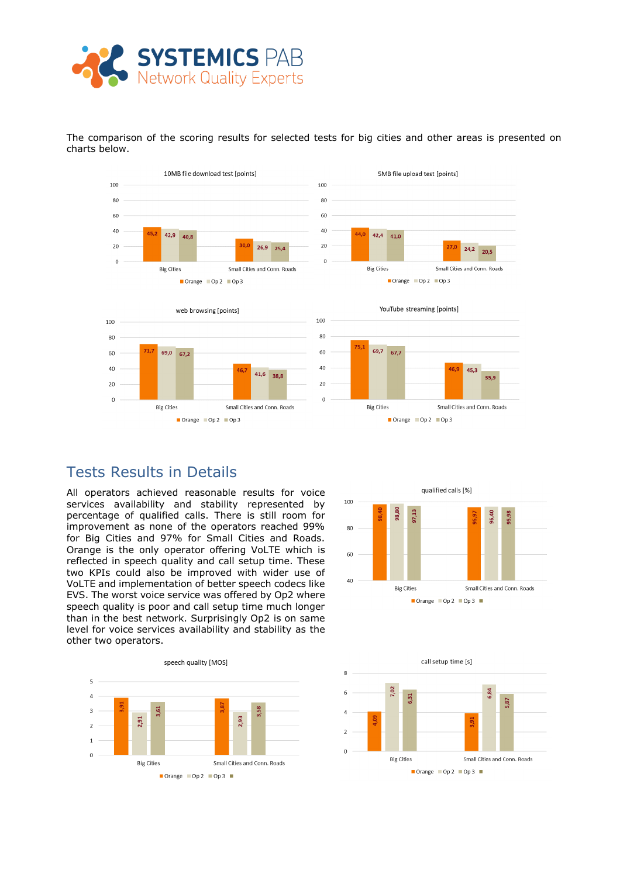The comparison of the scoring results for selected tests for big cities and other areas is presented on charts below.

**10MB file download test [points]**

| | Orange | Op 2 | Op 3 |
|---|---|---|---|
| Big Cities | 45,2 | 42,9 | 40,8 |
| Small Cities and Conn. Roads | 30,0 | 26,9 | 25,4 |

**5MB file upload test [points]**

| | Orange | Op 2 | Op 3 |
|---|---|---|---|
| Big Cities | 44,0 | 42,4 | 41,0 |
| Small Cities and Conn. Roads | 27,0 | 24,2 | 20,5 |

**web browsing [points]**

| | Orange | Op 2 | Op 3 |
|---|---|---|---|
| Big Cities | 71,7 | 69,0 | 67,2 |
| Small Cities and Conn. Roads | 46,7 | 41,6 | 38,8 |

**YouTube streaming [points]**

| | Orange | Op 2 | Op 3 |
|---|---|---|---|
| Big Cities | 75,1 | 69,7 | 67,7 |
| Small Cities and Conn. Roads | 46,9 | 45,3 | 35,9 |

## Tests Results in Details

All operators achieved reasonable results for voice services availability and stability represented by percentage of qualified calls. There is still room for improvement as none of the operators reached 99% for Big Cities and 97% for Small Cities and Roads. Orange is the only operator offering VoLTE which is reflected in speech quality and call setup time. These two KPIs could also be improved with wider use of VoLTE and implementation of better speech codecs like EVS. The worst voice service was offered by Op2 where speech quality is poor and call setup time much longer than in the best network. Surprisingly Op2 is on same level for voice services availability and stability as the other two operators.

**qualified calls [%]**

| | Orange | Op 2 | Op 3 |
|---|---|---|---|
| Big Cities | 98,40 | 98,80 | 97,13 |
| Small Cities and Conn. Roads | 95,97 | 96,40 | 95,98 |

**speech quality [MOS]**

| | Orange | Op 2 | Op 3 |
|---|---|---|---|
| Big Cities | 3,91 | 2,91 | 3,61 |
| Small Cities and Conn. Roads | 3,87 | 2,93 | 3,58 |

**call setup time [s]**

| | Orange | Op 2 | Op 3 |
|---|---|---|---|
| Big Cities | 4,09 | 7,02 | 6,31 |
| Small Cities and Conn. Roads | 3,91 | 6,84 | 5,87 |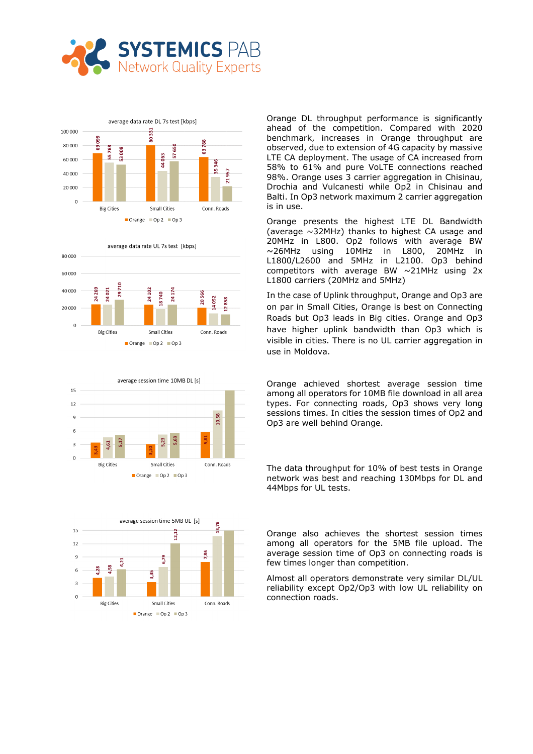**average data rate DL 7s test [kbps]**

| | Orange | Op 2 | Op 3 |
|---|---|---|---|
| Big Cities | 69 099 | 55 768 | 53 008 |
| Small Cities | 80 331 | 44 063 | 57 650 |
| Conn. Roads | 63 788 | 35 346 | 21 957 |

Orange DL throughput performance is significantly ahead of the competition. Compared with 2020 benchmark, increases in Orange throughput are observed, due to extension of 4G capacity by massive LTE CA deployment. The usage of CA increased from 58% to 61% and pure VoLTE connections reached 98%. Orange uses 3 carrier aggregation in Chisinau, Drochia and Vulcanesti while Op2 in Chisinau and Balti. In Op3 network maximum 2 carrier aggregation is in use.

Orange presents the highest LTE DL Bandwidth (average ~32MHz) thanks to highest CA usage and 20MHz in L800. Op2 follows with average BW ~26MHz using 10MHz in L800, 20MHz in L1800/L2600 and 5MHz in L2100. Op3 behind competitors with average BW ~21MHz using 2x L1800 carriers (20MHz and 5MHz)

**average data rate UL 7s test [kbps]**

| | Orange | Op 2 | Op 3 |
|---|---|---|---|
| Big Cities | 24 269 | 24 021 | 29 710 |
| Small Cities | 24 102 | 18 740 | 24 174 |
| Conn. Roads | 20 566 | 14 052 | 12 858 |

In the case of Uplink throughput, Orange and Op3 are on par in Small Cities, Orange is best on Connecting Roads but Op3 leads in Big cities. Orange and Op3 have higher uplink bandwidth than Op3 which is visible in cities. There is no UL carrier aggregation in use in Moldova.

**average session time 10MB DL [s]**

| | Orange | Op 2 | Op 3 |
|---|---|---|---|
| Big Cities | 3,43 | 4,61 | 5,17 |
| Small Cities | 3,10 | 5,23 | 5,63 |
| Conn. Roads | 5,81 | 10,58 | |

Orange achieved shortest average session time among all operators for 10MB file download in all area types. For connecting roads, Op3 shows very long sessions times. In cities the session times of Op2 and Op3 are well behind Orange.

The data throughput for 10% of best tests in Orange network was best and reaching 130Mbps for DL and 44Mbps for UL tests.

**average session time 5MB UL [s]**

| | Orange | Op 2 | Op 3 |
|---|---|---|---|
| Big Cities | 4,28 | 4,58 | 6,21 |
| Small Cities | 3,35 | 6,79 | 12,12 |
| Conn. Roads | 7,86 | 13,76 | |

Orange also achieves the shortest session times among all operators for the 5MB file upload. The average session time of Op3 on connecting roads is few times longer than competition.

Almost all operators demonstrate very similar DL/UL reliability except Op2/Op3 with low UL reliability on connection roads.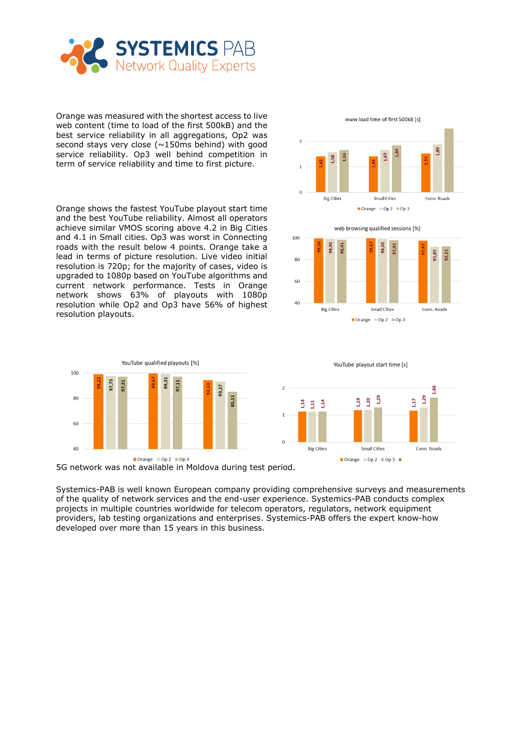SYSTEMICS PAB
Network Quality Experts

Orange was measured with the shortest access to live web content (time to load of the first 500kB) and the best service reliability in all aggregations, Op2 was second stays very close (~150ms behind) with good service reliability. Op3 well behind competition in term of service reliability and time to first picture.

www load time of first 500kB [s]

2
1
0

1,42 1,58 1,66 | 1,41 1,67 1,84 | 1,52 1,89

Big Cities | Small Cities | Conn. Roads

Orange | Op 2 | Op 3

Orange shows the fastest YouTube playout start time and the best YouTube reliability. Almost all operators achieve similar VMOS scoring above 4.2 in Big Cities and 4.1 in Small cities. Op3 was worst in Connecting roads with the result below 4 points. Orange take a lead in terms of picture resolution. Live video initial resolution is 720p; for the majority of cases, video is upgraded to 1080p based on YouTube algorithms and current network performance. Tests in Orange network shows 63% of playouts with 1080p resolution while Op2 and Op3 have 56% of highest resolution playouts.

web browsing qualified sessions [%]

100
80
60
40

99,56 98,92 98,41 | 99,67 98,92 97,93 | 97,47 91,85 92,23

Big Cities | Small Cities | Conn. Roads

Orange | Op 2 | Op 3

YouTube qualified playouts [%]

100
80
60
40

99,22 97,75 97,21 | 99,67 99,31 97,11 | 94,53 93,27 85,11

Orange | Op 2 | Op 3

YouTube playout start time [s]

2
1
0

1,14 1,11 1,14 | 1,19 1,20 1,29 | 1,17 1,29 1,66

Big Cities | Small Cities | Conn. Roads

Orange | Op 2 | Op 3

5G network was not available in Moldova during test period.

Systemics-PAB is well known European company providing comprehensive surveys and measurements of the quality of network services and the end-user experience. Systemics-PAB conducts complex projects in multiple countries worldwide for telecom operators, regulators, network equipment providers, lab testing organizations and enterprises. Systemics-PAB offers the expert know-how developed over more than 15 years in this business.